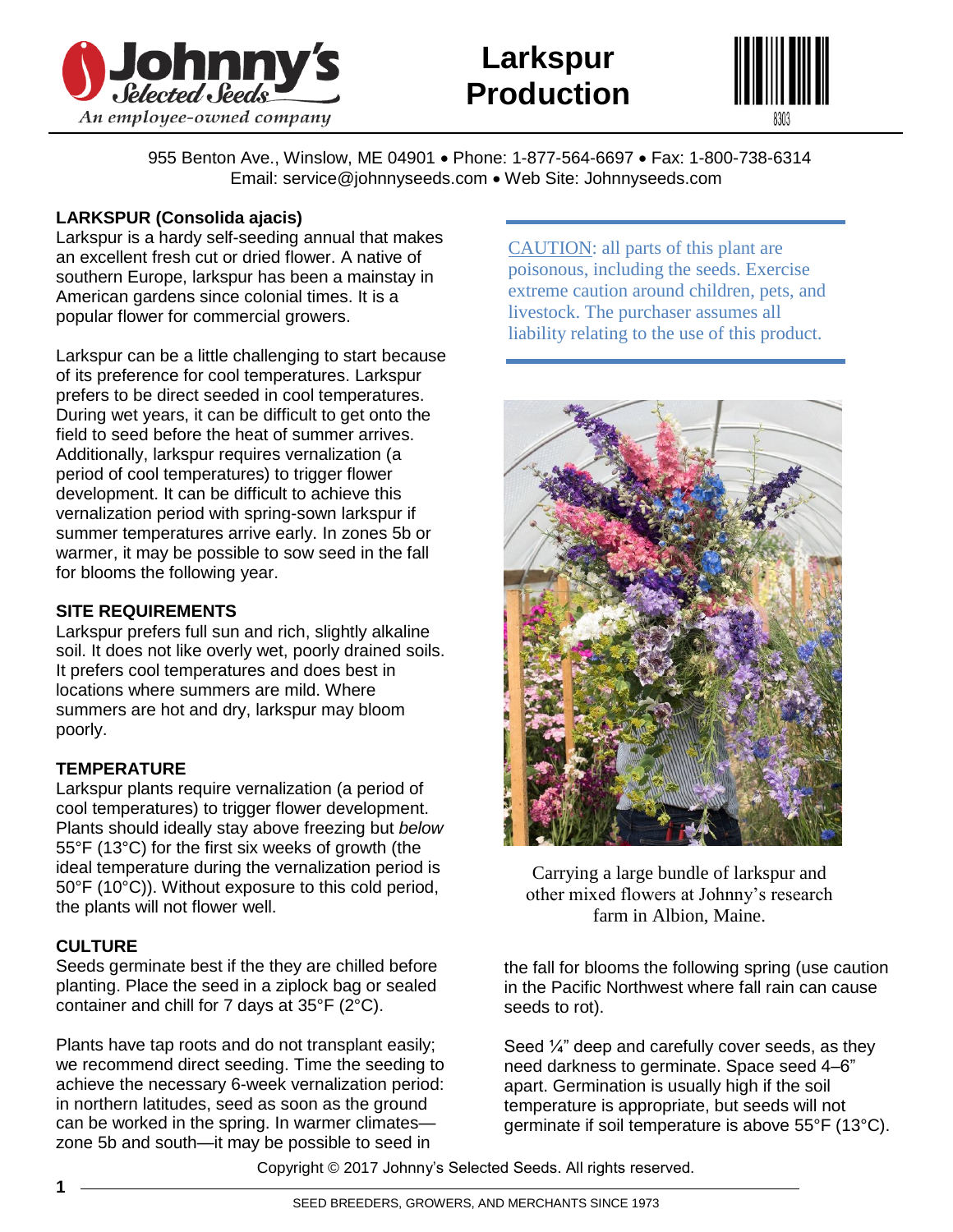# Larkspur Production

955 Benton Ave., Winslow, ME 04901 • Phone: 1-877-564-6697 • Fax: 1-800-738-6314
Email: service@johnnyseeds.com • Web Site: Johnnyseeds.com

## LARKSPUR (Consolida ajacis)

Larkspur is a hardy self-seeding annual that makes an excellent fresh cut or dried flower. A native of southern Europe, larkspur has been a mainstay in American gardens since colonial times. It is a popular flower for commercial growers.

Larkspur can be a little challenging to start because of its preference for cool temperatures. Larkspur prefers to be direct seeded in cool temperatures. During wet years, it can be difficult to get onto the field to seed before the heat of summer arrives. Additionally, larkspur requires vernalization (a period of cool temperatures) to trigger flower development. It can be difficult to achieve this vernalization period with spring-sown larkspur if summer temperatures arrive early. In zones 5b or warmer, it may be possible to sow seed in the fall for blooms the following year.

> CAUTION: all parts of this plant are poisonous, including the seeds. Exercise extreme caution around children, pets, and livestock. The purchaser assumes all liability relating to the use of this product.

### SITE REQUIREMENTS

Larkspur prefers full sun and rich, slightly alkaline soil. It does not like overly wet, poorly drained soils. It prefers cool temperatures and does best in locations where summers are mild. Where summers are hot and dry, larkspur may bloom poorly.

### TEMPERATURE

Larkspur plants require vernalization (a period of cool temperatures) to trigger flower development. Plants should ideally stay above freezing but *below* 55°F (13°C) for the first six weeks of growth (the ideal temperature during the vernalization period is 50°F (10°C)). Without exposure to this cold period, the plants will not flower well.

### CULTURE

Seeds germinate best if the they are chilled before planting. Place the seed in a ziplock bag or sealed container and chill for 7 days at 35°F (2°C).

Plants have tap roots and do not transplant easily; we recommend direct seeding. Time the seeding to achieve the necessary 6-week vernalization period: in northern latitudes, seed as soon as the ground can be worked in the spring. In warmer climates—zone 5b and south—it may be possible to seed in the fall for blooms the following spring (use caution in the Pacific Northwest where fall rain can cause seeds to rot).

Seed ¼" deep and carefully cover seeds, as they need darkness to germinate. Space seed 4–6" apart. Germination is usually high if the soil temperature is appropriate, but seeds will not germinate if soil temperature is above 55°F (13°C).

Carrying a large bundle of larkspur and other mixed flowers at Johnny's research farm in Albion, Maine.

Copyright © 2017 Johnny's Selected Seeds. All rights reserved.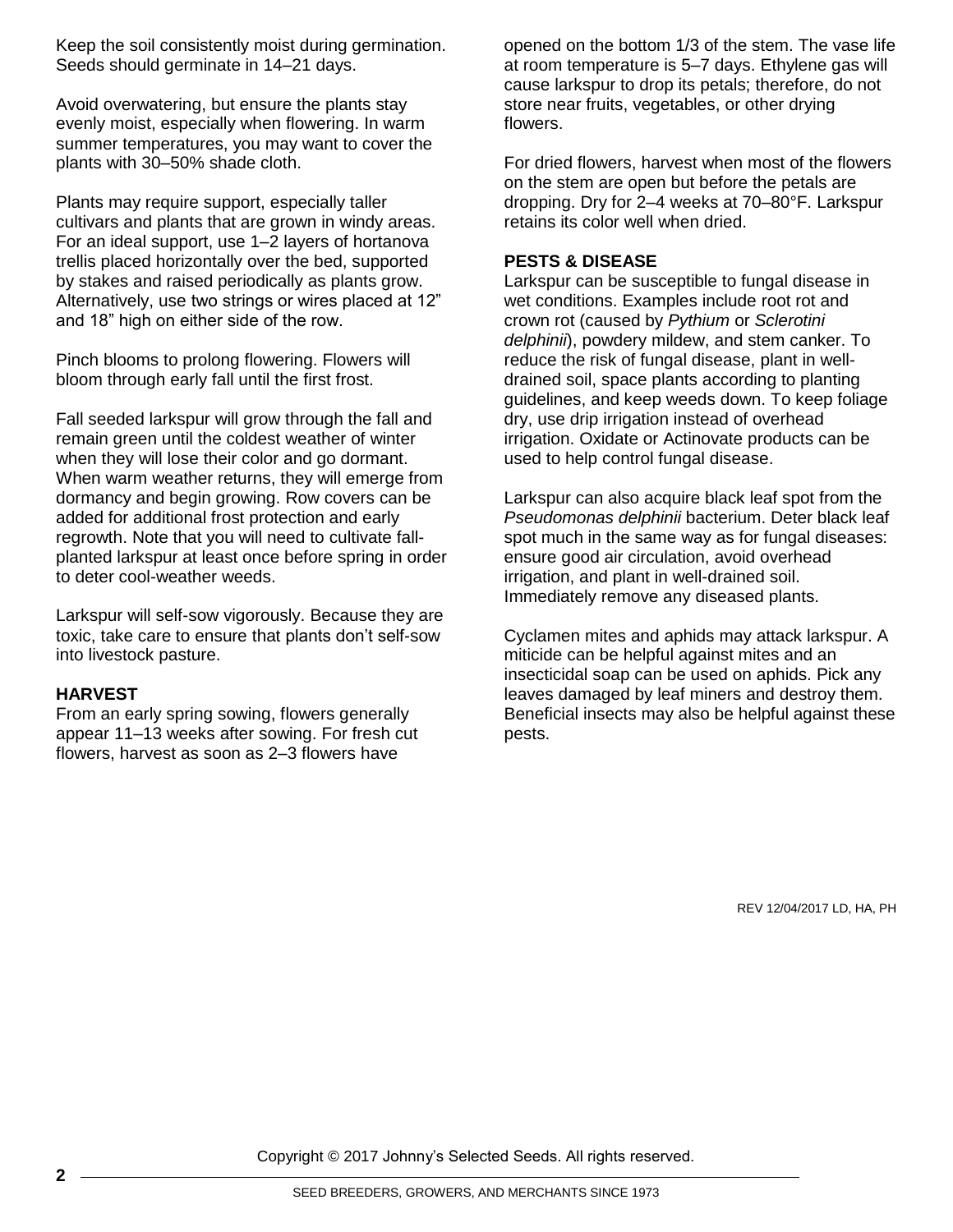Keep the soil consistently moist during germination. Seeds should germinate in 14–21 days.

Avoid overwatering, but ensure the plants stay evenly moist, especially when flowering. In warm summer temperatures, you may want to cover the plants with 30–50% shade cloth.

Plants may require support, especially taller cultivars and plants that are grown in windy areas. For an ideal support, use 1–2 layers of hortanova trellis placed horizontally over the bed, supported by stakes and raised periodically as plants grow. Alternatively, use two strings or wires placed at 12" and 18" high on either side of the row.

Pinch blooms to prolong flowering. Flowers will bloom through early fall until the first frost.

Fall seeded larkspur will grow through the fall and remain green until the coldest weather of winter when they will lose their color and go dormant. When warm weather returns, they will emerge from dormancy and begin growing. Row covers can be added for additional frost protection and early regrowth. Note that you will need to cultivate fall-planted larkspur at least once before spring in order to deter cool-weather weeds.

Larkspur will self-sow vigorously. Because they are toxic, take care to ensure that plants don't self-sow into livestock pasture.

**HARVEST**

From an early spring sowing, flowers generally appear 11–13 weeks after sowing. For fresh cut flowers, harvest as soon as 2–3 flowers have opened on the bottom 1/3 of the stem. The vase life at room temperature is 5–7 days. Ethylene gas will cause larkspur to drop its petals; therefore, do not store near fruits, vegetables, or other drying flowers.

For dried flowers, harvest when most of the flowers on the stem are open but before the petals are dropping. Dry for 2–4 weeks at 70–80°F. Larkspur retains its color well when dried.

**PESTS & DISEASE**

Larkspur can be susceptible to fungal disease in wet conditions. Examples include root rot and crown rot (caused by *Pythium* or *Sclerotini delphinii*), powdery mildew, and stem canker. To reduce the risk of fungal disease, plant in well-drained soil, space plants according to planting guidelines, and keep weeds down. To keep foliage dry, use drip irrigation instead of overhead irrigation. Oxidate or Actinovate products can be used to help control fungal disease.

Larkspur can also acquire black leaf spot from the *Pseudomonas delphinii* bacterium. Deter black leaf spot much in the same way as for fungal diseases: ensure good air circulation, avoid overhead irrigation, and plant in well-drained soil. Immediately remove any diseased plants.

Cyclamen mites and aphids may attack larkspur. A miticide can be helpful against mites and an insecticidal soap can be used on aphids. Pick any leaves damaged by leaf miners and destroy them. Beneficial insects may also be helpful against these pests.

REV 12/04/2017 LD, HA, PH